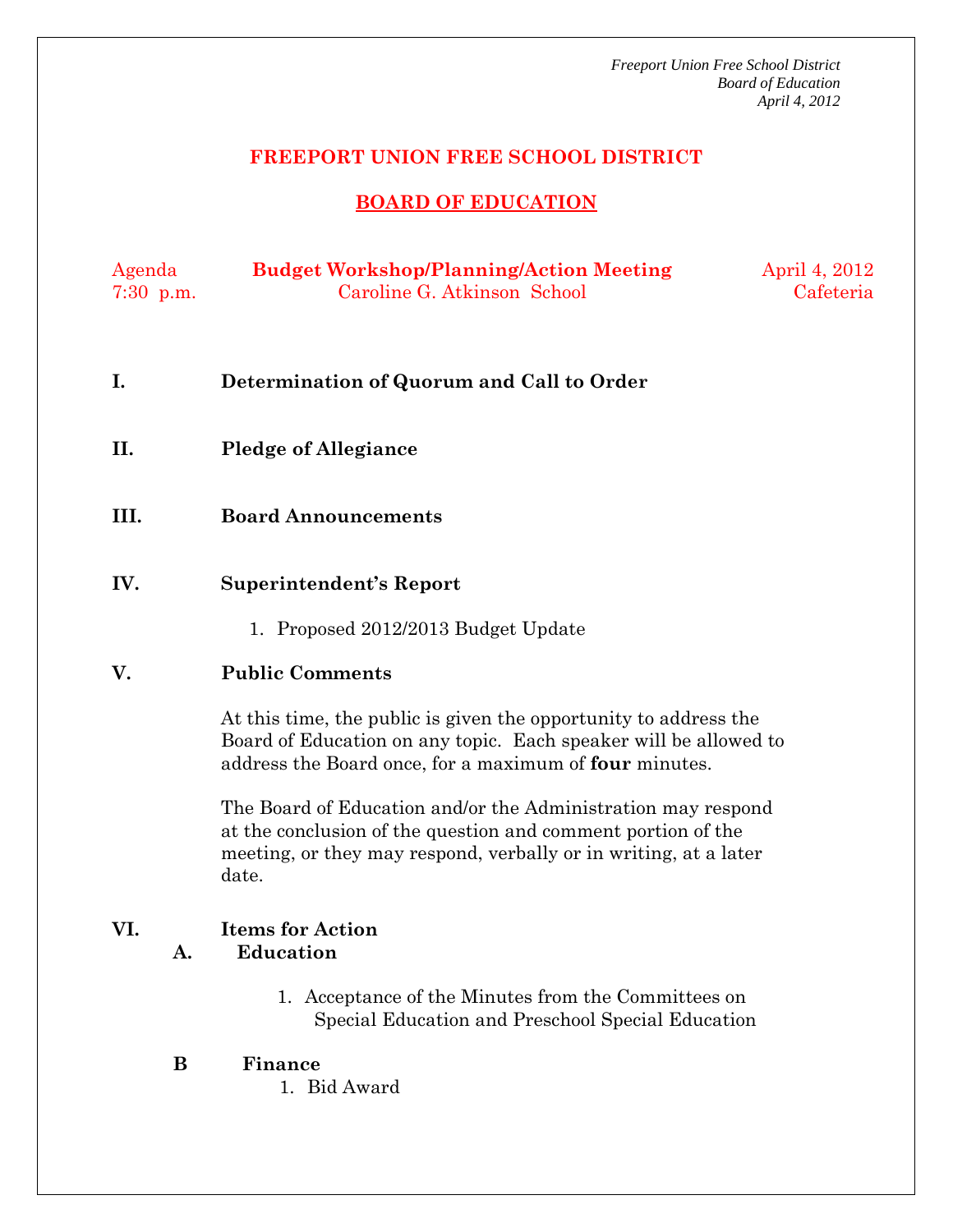# FREEPORT UNION FREE SCHOOL DISTRICT

## BOARD OF EDUCATION

Agenda | **Budget Workshop/Planning/Action Meeting** | April 4, 2012
7:30 p.m. | Caroline G. Atkinson School | Cafeteria

**I. Determination of Quorum and Call to Order**

**II. Pledge of Allegiance**

**III. Board Announcements**

**IV. Superintendent's Report**

1. Proposed 2012/2013 Budget Update

**V. Public Comments**

At this time, the public is given the opportunity to address the Board of Education on any topic. Each speaker will be allowed to address the Board once, for a maximum of **four** minutes.

The Board of Education and/or the Administration may respond at the conclusion of the question and comment portion of the meeting, or they may respond, verbally or in writing, at a later date.

**VI. Items for Action**

**A. Education**

1. Acceptance of the Minutes from the Committees on Special Education and Preschool Special Education

**B Finance**

1. Bid Award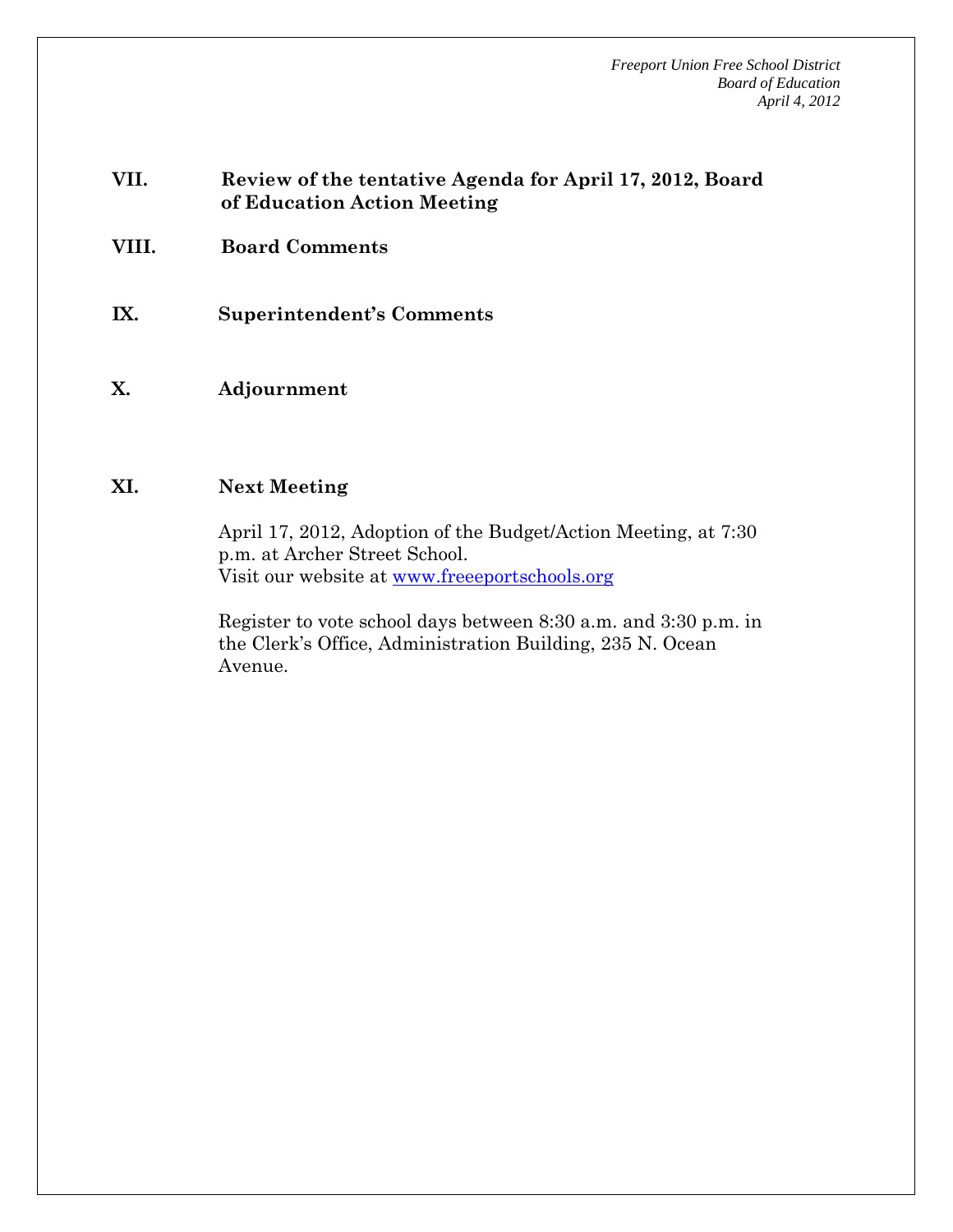**VII. Review of the tentative Agenda for April 17, 2012, Board of Education Action Meeting**

**VIII. Board Comments**

**IX. Superintendent's Comments**

**X. Adjournment**

**XI. Next Meeting**

April 17, 2012, Adoption of the Budget/Action Meeting, at 7:30 p.m. at Archer Street School.
Visit our website at [www.freeeportschools.org](www.freeeportschools.org)

Register to vote school days between 8:30 a.m. and 3:30 p.m. in the Clerk's Office, Administration Building, 235 N. Ocean Avenue.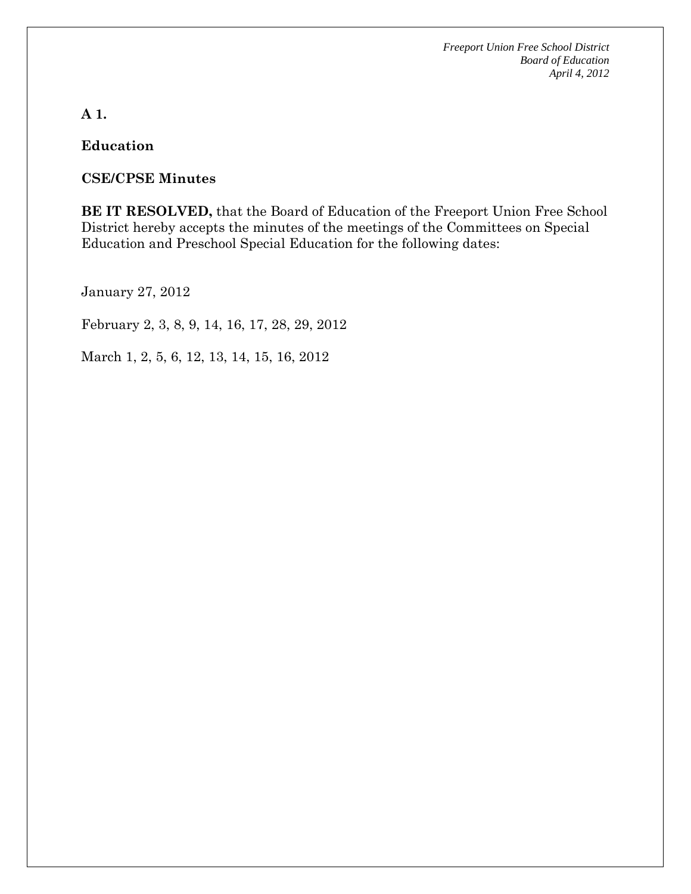**A 1.**

**Education**

**CSE/CPSE Minutes**

**BE IT RESOLVED,** that the Board of Education of the Freeport Union Free School District hereby accepts the minutes of the meetings of the Committees on Special Education and Preschool Special Education for the following dates:

January 27, 2012

February 2, 3, 8, 9, 14, 16, 17, 28, 29, 2012

March 1, 2, 5, 6, 12, 13, 14, 15, 16, 2012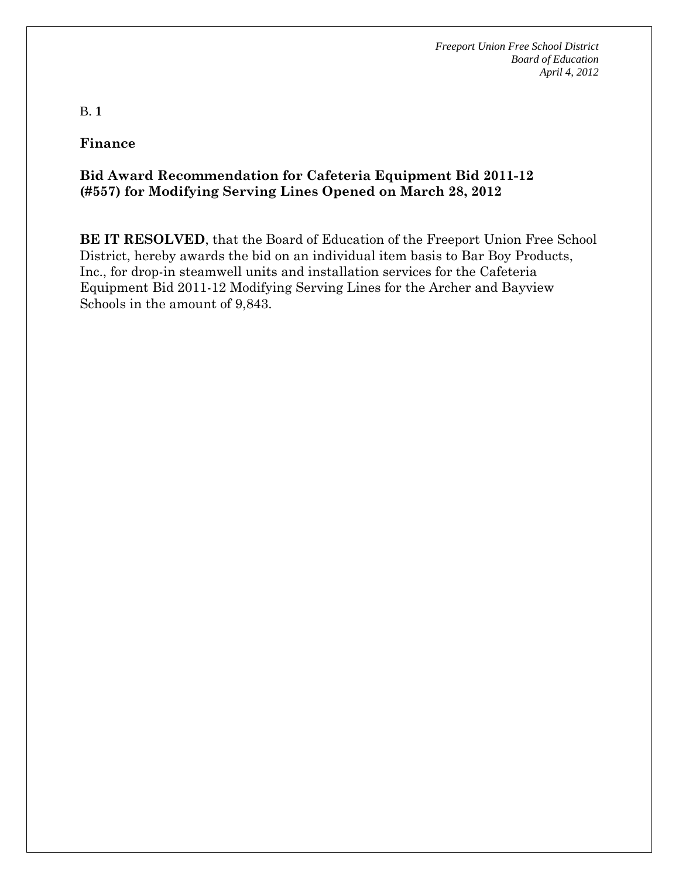*Freeport Union Free School District*
*Board of Education*
*April 4, 2012*

B. **1**

**Finance**

**Bid Award Recommendation for Cafeteria Equipment Bid 2011-12 (#557) for Modifying Serving Lines Opened on March 28, 2012**

**BE IT RESOLVED**, that the Board of Education of the Freeport Union Free School District, hereby awards the bid on an individual item basis to Bar Boy Products, Inc., for drop-in steamwell units and installation services for the Cafeteria Equipment Bid 2011-12 Modifying Serving Lines for the Archer and Bayview Schools in the amount of 9,843.